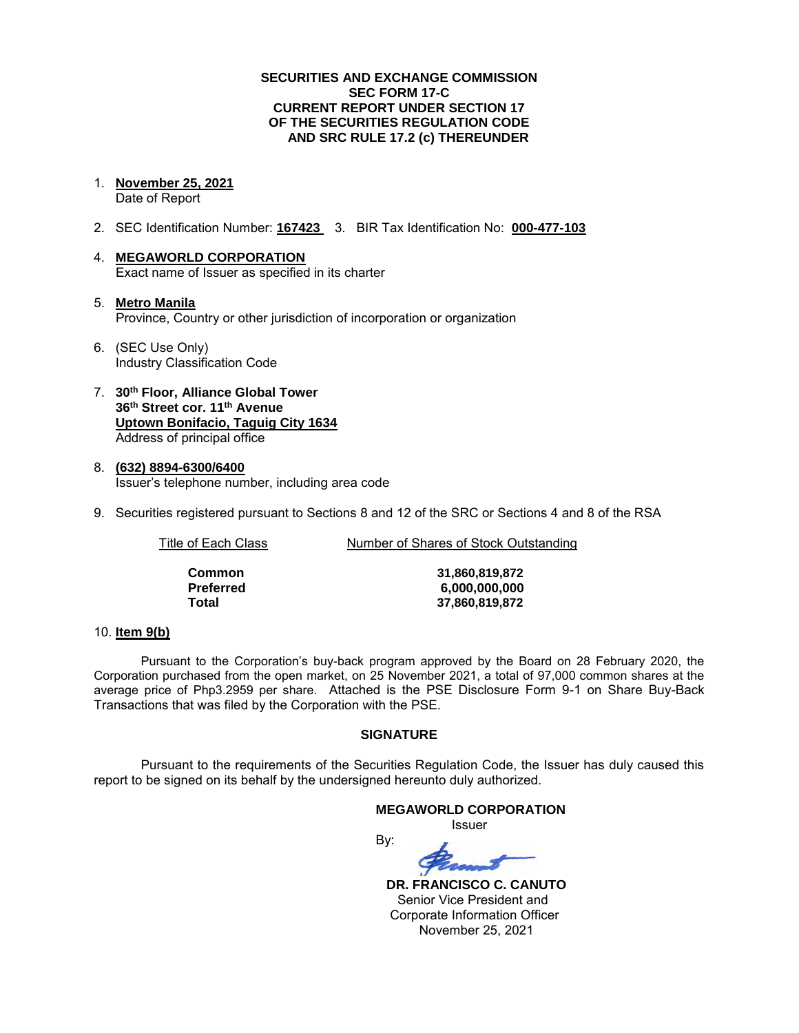**SECURITIES AND EXCHANGE COMMISSION**
**SEC FORM 17-C**
**CURRENT REPORT UNDER SECTION 17**
**OF THE SECURITIES REGULATION CODE**
**AND SRC RULE 17.2 (c) THEREUNDER**

1. **November 25, 2021**
   Date of Report

2. SEC Identification Number: **167423** 3. BIR Tax Identification No: **000-477-103**

4. **MEGAWORLD CORPORATION**
   Exact name of Issuer as specified in its charter

5. **Metro Manila**
   Province, Country or other jurisdiction of incorporation or organization

6. (SEC Use Only)
   Industry Classification Code

7. **30th Floor, Alliance Global Tower**
   **36th Street cor. 11th Avenue**
   **Uptown Bonifacio, Taguig City 1634**
   Address of principal office

8. **(632) 8894-6300/6400**
   Issuer's telephone number, including area code

9. Securities registered pursuant to Sections 8 and 12 of the SRC or Sections 4 and 8 of the RSA

| Title of Each Class | Number of Shares of Stock Outstanding |
|---|---|
| **Common** | **31,860,819,872** |
| **Preferred** | **6,000,000,000** |
| **Total** | **37,860,819,872** |

10. **Item 9(b)**

Pursuant to the Corporation's buy-back program approved by the Board on 28 February 2020, the Corporation purchased from the open market, on 25 November 2021, a total of 97,000 common shares at the average price of Php3.2959 per share. Attached is the PSE Disclosure Form 9-1 on Share Buy-Back Transactions that was filed by the Corporation with the PSE.

**SIGNATURE**

Pursuant to the requirements of the Securities Regulation Code, the Issuer has duly caused this report to be signed on its behalf by the undersigned hereunto duly authorized.

**MEGAWORLD CORPORATION**
Issuer

By:

**DR. FRANCISCO C. CANUTO**
Senior Vice President and
Corporate Information Officer
November 25, 2021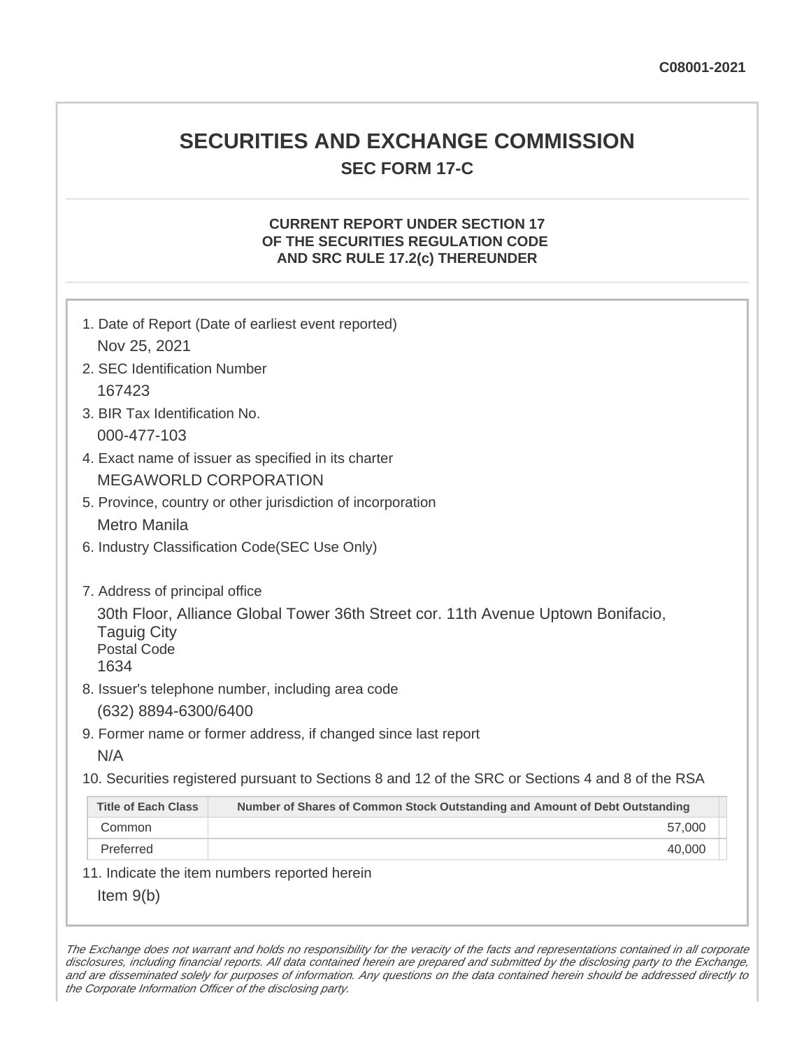C08001-2021

# SECURITIES AND EXCHANGE COMMISSION

## SEC FORM 17-C

### CURRENT REPORT UNDER SECTION 17 OF THE SECURITIES REGULATION CODE AND SRC RULE 17.2(c) THEREUNDER

1. Date of Report (Date of earliest event reported)
   Nov 25, 2021
2. SEC Identification Number
   167423
3. BIR Tax Identification No.
   000-477-103
4. Exact name of issuer as specified in its charter
   MEGAWORLD CORPORATION
5. Province, country or other jurisdiction of incorporation
   Metro Manila
6. Industry Classification Code(SEC Use Only)

7. Address of principal office
   30th Floor, Alliance Global Tower 36th Street cor. 11th Avenue Uptown Bonifacio, Taguig City
   Postal Code
   1634
8. Issuer's telephone number, including area code
   (632) 8894-6300/6400
9. Former name or former address, if changed since last report
   N/A
10. Securities registered pursuant to Sections 8 and 12 of the SRC or Sections 4 and 8 of the RSA

| Title of Each Class | Number of Shares of Common Stock Outstanding and Amount of Debt Outstanding |
|---|---|
| Common | 57,000 |
| Preferred | 40,000 |

11. Indicate the item numbers reported herein
   Item 9(b)

*The Exchange does not warrant and holds no responsibility for the veracity of the facts and representations contained in all corporate disclosures, including financial reports. All data contained herein are prepared and submitted by the disclosing party to the Exchange, and are disseminated solely for purposes of information. Any questions on the data contained herein should be addressed directly to the Corporate Information Officer of the disclosing party.*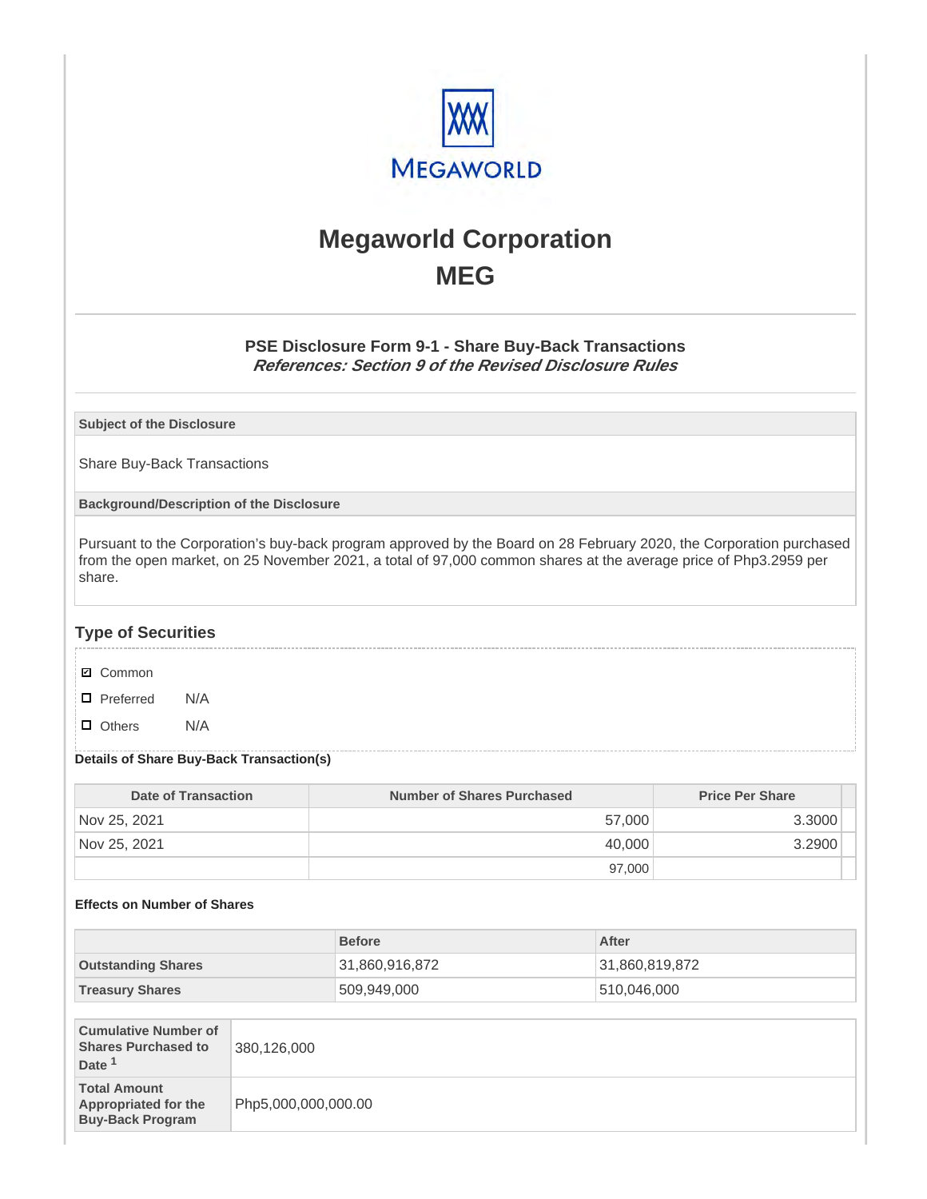# Megaworld Corporation
# MEG

### PSE Disclosure Form 9-1 - Share Buy-Back Transactions
***References: Section 9 of the Revised Disclosure Rules***

**Subject of the Disclosure**

Share Buy-Back Transactions

**Background/Description of the Disclosure**

Pursuant to the Corporation's buy-back program approved by the Board on 28 February 2020, the Corporation purchased from the open market, on 25 November 2021, a total of 97,000 common shares at the average price of Php3.2959 per share.

## Type of Securities

- ☑ Common
- ☐ Preferred N/A
- ☐ Others N/A

**Details of Share Buy-Back Transaction(s)**

| Date of Transaction | Number of Shares Purchased | Price Per Share |
|---|---|---|
| Nov 25, 2021 | 57,000 | 3.3000 |
| Nov 25, 2021 | 40,000 | 3.2900 |
| | 97,000 | |

**Effects on Number of Shares**

| | Before | After |
|---|---|---|
| **Outstanding Shares** | 31,860,916,872 | 31,860,819,872 |
| **Treasury Shares** | 509,949,000 | 510,046,000 |

| | |
|---|---|
| **Cumulative Number of Shares Purchased to Date** [1] | 380,126,000 |
| **Total Amount Appropriated for the Buy-Back Program** | Php5,000,000,000.00 |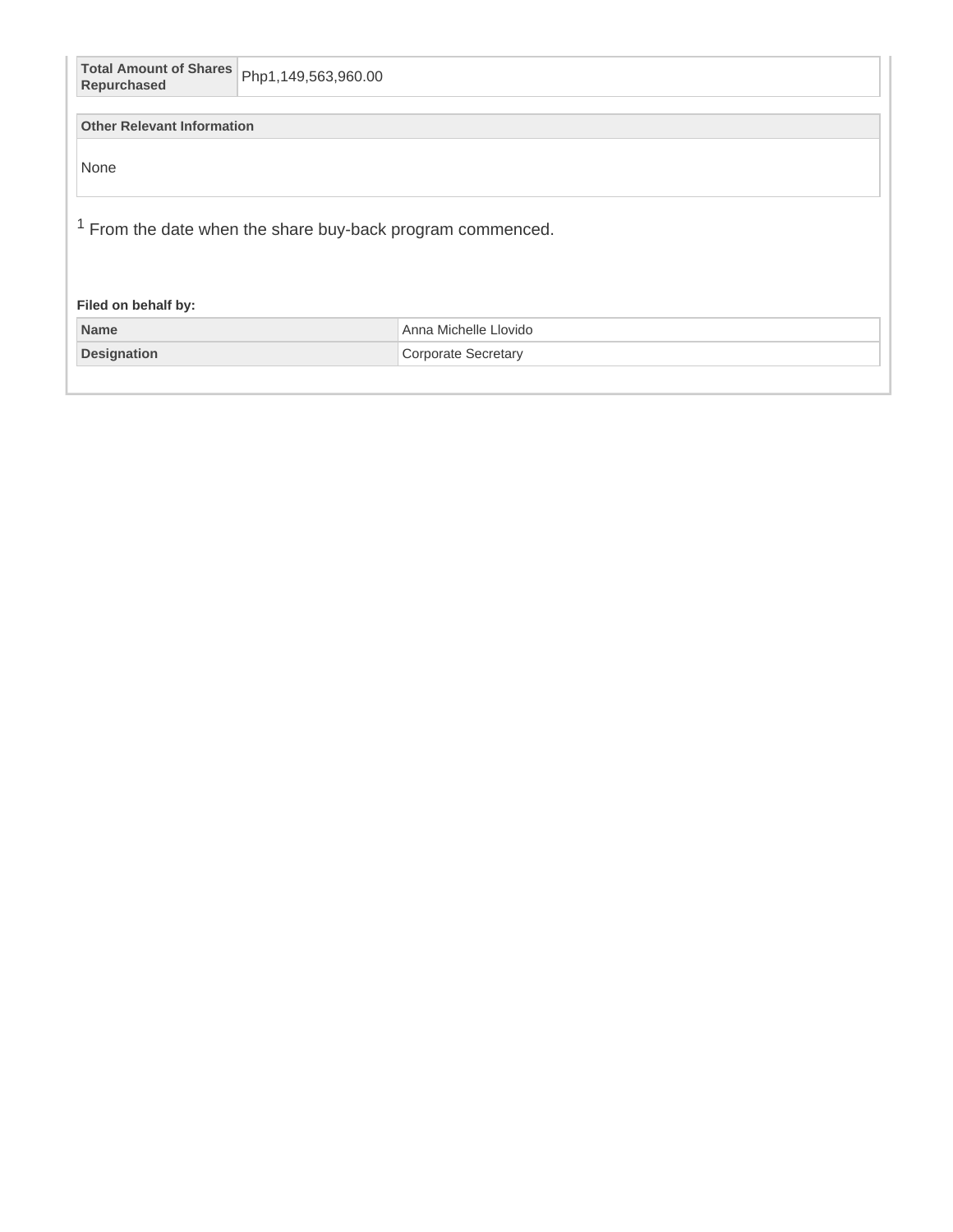| | |
|---|---|
| **Total Amount of Shares Repurchased** | Php1,149,563,960.00 |

| **Other Relevant Information** |
|---|
| None |

[1] From the date when the share buy-back program commenced.

**Filed on behalf by:**

| | |
|---|---|
| **Name** | Anna Michelle Llovido |
| **Designation** | Corporate Secretary |